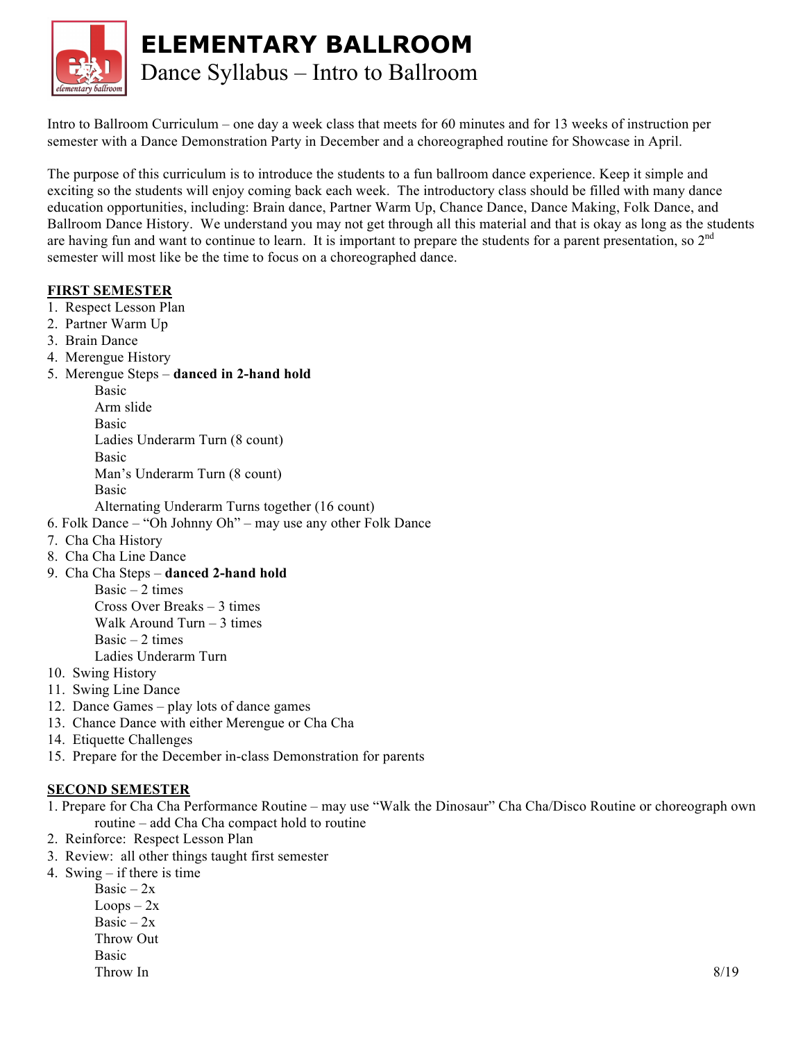# ELEMENTARY BALLROOM

## Dance Syllabus – Intro to Ballroom

Intro to Ballroom Curriculum – one day a week class that meets for 60 minutes and for 13 weeks of instruction per semester with a Dance Demonstration Party in December and a choreographed routine for Showcase in April.

The purpose of this curriculum is to introduce the students to a fun ballroom dance experience. Keep it simple and exciting so the students will enjoy coming back each week. The introductory class should be filled with many dance education opportunities, including: Brain dance, Partner Warm Up, Chance Dance, Dance Making, Folk Dance, and Ballroom Dance History. We understand you may not get through all this material and that is okay as long as the students are having fun and want to continue to learn. It is important to prepare the students for a parent presentation, so 2nd semester will most like be the time to focus on a choreographed dance.

### FIRST SEMESTER

1. Respect Lesson Plan
2. Partner Warm Up
3. Brain Dance
4. Merengue History
5. Merengue Steps – **danced in 2-hand hold**
   - Basic
   - Arm slide
   - Basic
   - Ladies Underarm Turn (8 count)
   - Basic
   - Man's Underarm Turn (8 count)
   - Basic
   - Alternating Underarm Turns together (16 count)
6. Folk Dance – "Oh Johnny Oh" – may use any other Folk Dance
7. Cha Cha History
8. Cha Cha Line Dance
9. Cha Cha Steps – **danced 2-hand hold**
   - Basic – 2 times
   - Cross Over Breaks – 3 times
   - Walk Around Turn – 3 times
   - Basic – 2 times
   - Ladies Underarm Turn
10. Swing History
11. Swing Line Dance
12. Dance Games – play lots of dance games
13. Chance Dance with either Merengue or Cha Cha
14. Etiquette Challenges
15. Prepare for the December in-class Demonstration for parents

### SECOND SEMESTER

1. Prepare for Cha Cha Performance Routine – may use "Walk the Dinosaur" Cha Cha/Disco Routine or choreograph own routine – add Cha Cha compact hold to routine
2. Reinforce: Respect Lesson Plan
3. Review: all other things taught first semester
4. Swing – if there is time
   - Basic – 2x
   - Loops – 2x
   - Basic – 2x
   - Throw Out
   - Basic
   - Throw In

8/19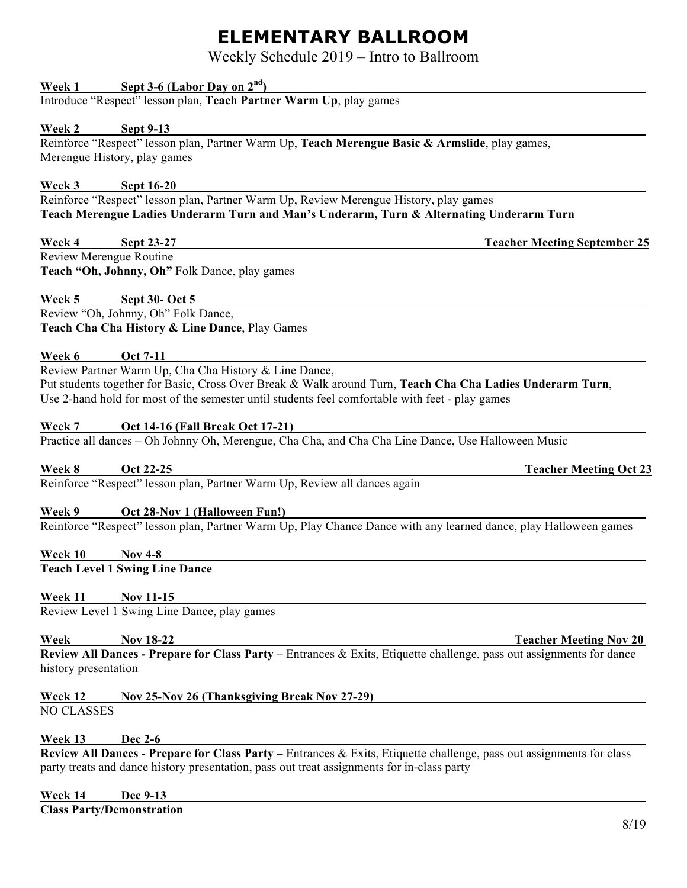# ELEMENTARY BALLROOM

Weekly Schedule 2019 – Intro to Ballroom

**Week 1 Sept 3-6 (Labor Day on 2nd)**

Introduce "Respect" lesson plan, **Teach Partner Warm Up**, play games

**Week 2 Sept 9-13**

Reinforce "Respect" lesson plan, Partner Warm Up, **Teach Merengue Basic & Armslide**, play games, Merengue History, play games

**Week 3 Sept 16-20**

Reinforce "Respect" lesson plan, Partner Warm Up, Review Merengue History, play games
**Teach Merengue Ladies Underarm Turn and Man's Underarm, Turn & Alternating Underarm Turn**

**Week 4 Sept 23-27** **Teacher Meeting September 25**

Review Merengue Routine
**Teach "Oh, Johnny, Oh"** Folk Dance, play games

**Week 5 Sept 30- Oct 5**

Review "Oh, Johnny, Oh" Folk Dance,
**Teach Cha Cha History & Line Dance**, Play Games

**Week 6 Oct 7-11**

Review Partner Warm Up, Cha Cha History & Line Dance,
Put students together for Basic, Cross Over Break & Walk around Turn, **Teach Cha Cha Ladies Underarm Turn**,
Use 2-hand hold for most of the semester until students feel comfortable with feet - play games

**Week 7 Oct 14-16 (Fall Break Oct 17-21)**

Practice all dances – Oh Johnny Oh, Merengue, Cha Cha, and Cha Cha Line Dance, Use Halloween Music

**Week 8 Oct 22-25** **Teacher Meeting Oct 23**

Reinforce "Respect" lesson plan, Partner Warm Up, Review all dances again

**Week 9 Oct 28-Nov 1 (Halloween Fun!)**

Reinforce "Respect" lesson plan, Partner Warm Up, Play Chance Dance with any learned dance, play Halloween games

**Week 10 Nov 4-8**

**Teach Level 1 Swing Line Dance**

**Week 11 Nov 11-15**

Review Level 1 Swing Line Dance, play games

**Week Nov 18-22** **Teacher Meeting Nov 20**

**Review All Dances - Prepare for Class Party –** Entrances & Exits, Etiquette challenge, pass out assignments for dance history presentation

**Week 12 Nov 25-Nov 26 (Thanksgiving Break Nov 27-29)**

NO CLASSES

**Week 13 Dec 2-6**

**Review All Dances - Prepare for Class Party –** Entrances & Exits, Etiquette challenge, pass out assignments for class party treats and dance history presentation, pass out treat assignments for in-class party

**Week 14 Dec 9-13**

**Class Party/Demonstration**

8/19